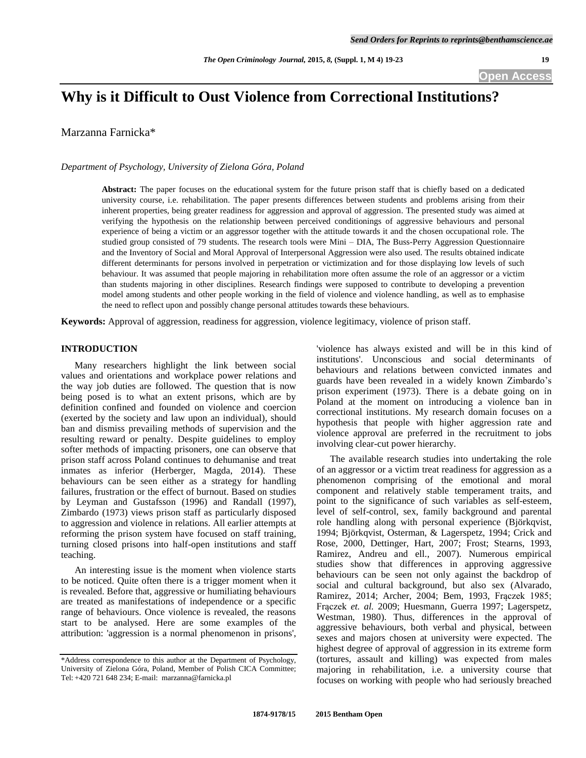# Why is it Difficult to Oust Violence from Correctional Institutions?

Marzanna Farnicka*

*Department of Psychology, University of Zielona Góra, Poland*

**Abstract:** The paper focuses on the educational system for the future prison staff that is chiefly based on a dedicated university course, i.e. rehabilitation. The paper presents differences between students and problems arising from their inherent properties, being greater readiness for aggression and approval of aggression. The presented study was aimed at verifying the hypothesis on the relationship between perceived conditionings of aggressive behaviours and personal experience of being a victim or an aggressor together with the attitude towards it and the chosen occupational role. The studied group consisted of 79 students. The research tools were Mini – DIA, The Buss-Perry Aggression Questionnaire and the Inventory of Social and Moral Approval of Interpersonal Aggression were also used. The results obtained indicate different determinants for persons involved in perpetration or victimization and for those displaying low levels of such behaviour. It was assumed that people majoring in rehabilitation more often assume the role of an aggressor or a victim than students majoring in other disciplines. Research findings were supposed to contribute to developing a prevention model among students and other people working in the field of violence and violence handling, as well as to emphasise the need to reflect upon and possibly change personal attitudes towards these behaviours.

**Keywords:** Approval of aggression, readiness for aggression, violence legitimacy, violence of prison staff.

## INTRODUCTION

Many researchers highlight the link between social values and orientations and workplace power relations and the way job duties are followed. The question that is now being posed is to what an extent prisons, which are by definition confined and founded on violence and coercion (exerted by the society and law upon an individual), should ban and dismiss prevailing methods of supervision and the resulting reward or penalty. Despite guidelines to employ softer methods of impacting prisoners, one can observe that prison staff across Poland continues to dehumanise and treat inmates as inferior (Herberger, Magda, 2014). These behaviours can be seen either as a strategy for handling failures, frustration or the effect of burnout. Based on studies by Leyman and Gustafsson (1996) and Randall (1997), Zimbardo (1973) views prison staff as particularly disposed to aggression and violence in relations. All earlier attempts at reforming the prison system have focused on staff training, turning closed prisons into half-open institutions and staff teaching.

An interesting issue is the moment when violence starts to be noticed. Quite often there is a trigger moment when it is revealed. Before that, aggressive or humiliating behaviours are treated as manifestations of independence or a specific range of behaviours. Once violence is revealed, the reasons start to be analysed. Here are some examples of the attribution: 'aggression is a normal phenomenon in prisons', 'violence has always existed and will be in this kind of institutions'. Unconscious and social determinants of behaviours and relations between convicted inmates and guards have been revealed in a widely known Zimbardo's prison experiment (1973). There is a debate going on in Poland at the moment on introducing a violence ban in correctional institutions. My research domain focuses on a hypothesis that people with higher aggression rate and violence approval are preferred in the recruitment to jobs involving clear-cut power hierarchy.

The available research studies into undertaking the role of an aggressor or a victim treat readiness for aggression as a phenomenon comprising of the emotional and moral component and relatively stable temperament traits, and point to the significance of such variables as self-esteem, level of self-control, sex, family background and parental role handling along with personal experience (Björkqvist, 1994; Björkqvist, Osterman, & Lagerspetz, 1994; Crick and Rose, 2000, Dettinger, Hart, 2007; Frost; Stearns, 1993, Ramirez, Andreu and ell., 2007). Numerous empirical studies show that differences in approving aggressive behaviours can be seen not only against the backdrop of social and cultural background, but also sex (Alvarado, Ramirez, 2014; Archer, 2004; Bem, 1993, Frączek 1985; Frączek *et. al.* 2009; Huesmann, Guerra 1997; Lagerspetz, Westman, 1980). Thus, differences in the approval of aggressive behaviours, both verbal and physical, between sexes and majors chosen at university were expected. The highest degree of approval of aggression in its extreme form (tortures, assault and killing) was expected from males majoring in rehabilitation, i.e. a university course that focuses on working with people who had seriously breached

---

*Address correspondence to this author at the Department of Psychology, University of Zielona Góra, Poland, Member of Polish CICA Committee; Tel: +420 721 648 234; E-mail: marzanna@farnicka.pl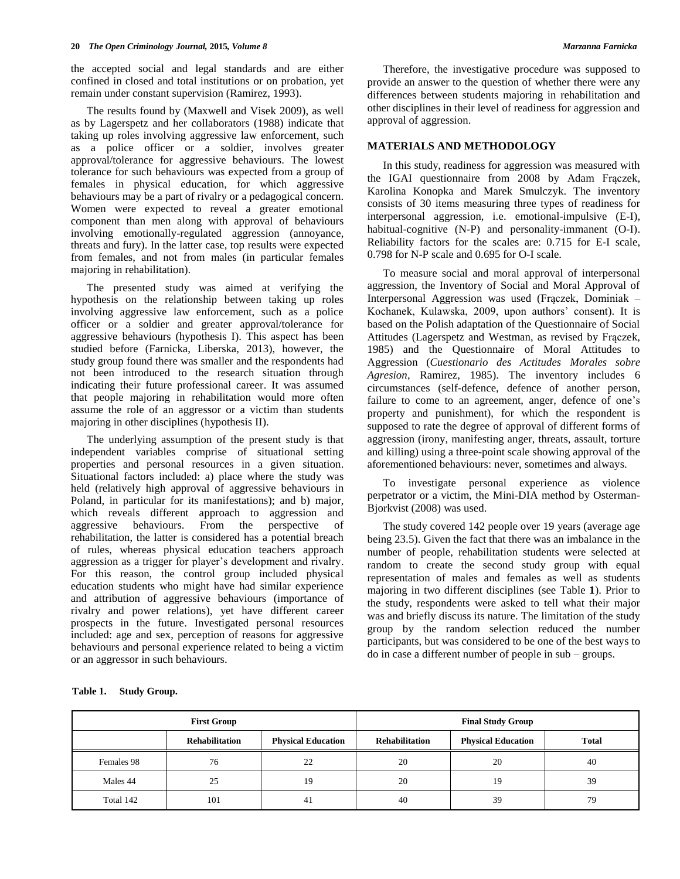the accepted social and legal standards and are either confined in closed and total institutions or on probation, yet remain under constant supervision (Ramirez, 1993).

The results found by (Maxwell and Visek 2009), as well as by Lagerspetz and her collaborators (1988) indicate that taking up roles involving aggressive law enforcement, such as a police officer or a soldier, involves greater approval/tolerance for aggressive behaviours. The lowest tolerance for such behaviours was expected from a group of females in physical education, for which aggressive behaviours may be a part of rivalry or a pedagogical concern. Women were expected to reveal a greater emotional component than men along with approval of behaviours involving emotionally-regulated aggression (annoyance, threats and fury). In the latter case, top results were expected from females, and not from males (in particular females majoring in rehabilitation).

The presented study was aimed at verifying the hypothesis on the relationship between taking up roles involving aggressive law enforcement, such as a police officer or a soldier and greater approval/tolerance for aggressive behaviours (hypothesis I). This aspect has been studied before (Farnicka, Liberska, 2013), however, the study group found there was smaller and the respondents had not been introduced to the research situation through indicating their future professional career. It was assumed that people majoring in rehabilitation would more often assume the role of an aggressor or a victim than students majoring in other disciplines (hypothesis II).

The underlying assumption of the present study is that independent variables comprise of situational setting properties and personal resources in a given situation. Situational factors included: a) place where the study was held (relatively high approval of aggressive behaviours in Poland, in particular for its manifestations); and b) major, which reveals different approach to aggression and aggressive behaviours. From the perspective of rehabilitation, the latter is considered has a potential breach of rules, whereas physical education teachers approach aggression as a trigger for player's development and rivalry. For this reason, the control group included physical education students who might have had similar experience and attribution of aggressive behaviours (importance of rivalry and power relations), yet have different career prospects in the future. Investigated personal resources included: age and sex, perception of reasons for aggressive behaviours and personal experience related to being a victim or an aggressor in such behaviours.

Therefore, the investigative procedure was supposed to provide an answer to the question of whether there were any differences between students majoring in rehabilitation and other disciplines in their level of readiness for aggression and approval of aggression.

## MATERIALS AND METHODOLOGY

In this study, readiness for aggression was measured with the IGAI questionnaire from 2008 by Adam Frączek, Karolina Konopka and Marek Smulczyk. The inventory consists of 30 items measuring three types of readiness for interpersonal aggression, i.e. emotional-impulsive (E-I), habitual-cognitive (N-P) and personality-immanent (O-I). Reliability factors for the scales are: 0.715 for E-I scale, 0.798 for N-P scale and 0.695 for O-I scale.

To measure social and moral approval of interpersonal aggression, the Inventory of Social and Moral Approval of Interpersonal Aggression was used (Frączek, Dominiak – Kochanek, Kulawska, 2009, upon authors' consent). It is based on the Polish adaptation of the Questionnaire of Social Attitudes (Lagerspetz and Westman, as revised by Frączek, 1985) and the Questionnaire of Moral Attitudes to Aggression (*Cuestionario des Actitudes Morales sobre Agresion*, Ramirez, 1985). The inventory includes 6 circumstances (self-defence, defence of another person, failure to come to an agreement, anger, defence of one's property and punishment), for which the respondent is supposed to rate the degree of approval of different forms of aggression (irony, manifesting anger, threats, assault, torture and killing) using a three-point scale showing approval of the aforementioned behaviours: never, sometimes and always.

To investigate personal experience as violence perpetrator or a victim, the Mini-DIA method by Osterman-Bjorkvist (2008) was used.

The study covered 142 people over 19 years (average age being 23.5). Given the fact that there was an imbalance in the number of people, rehabilitation students were selected at random to create the second study group with equal representation of males and females as well as students majoring in two different disciplines (see Table **1**). Prior to the study, respondents were asked to tell what their major was and briefly discuss its nature. The limitation of the study group by the random selection reduced the number participants, but was considered to be one of the best ways to do in case a different number of people in sub – groups.

**Table 1. Study Group.**

| First Group | | | Final Study Group | | |
|---|---|---|---|---|---|
| | Rehabilitation | Physical Education | Rehabilitation | Physical Education | Total |
| Females 98 | 76 | 22 | 20 | 20 | 40 |
| Males 44 | 25 | 19 | 20 | 19 | 39 |
| Total 142 | 101 | 41 | 40 | 39 | 79 |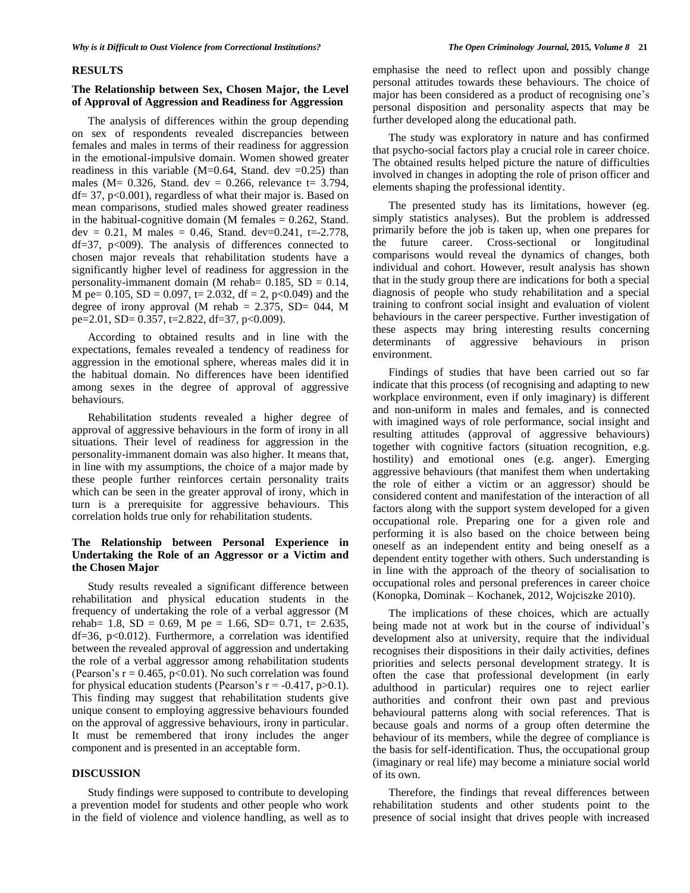## RESULTS

### The Relationship between Sex, Chosen Major, the Level of Approval of Aggression and Readiness for Aggression

The analysis of differences within the group depending on sex of respondents revealed discrepancies between females and males in terms of their readiness for aggression in the emotional-impulsive domain. Women showed greater readiness in this variable (M=0.64, Stand. dev =0.25) than males (M= 0.326, Stand. dev = 0.266, relevance t= 3.794, df= 37, $p<0.001$), regardless of what their major is. Based on mean comparisons, studied males showed greater readiness in the habitual-cognitive domain (M females = 0.262, Stand. dev = 0.21, M males = 0.46, Stand. dev=0.241, t=-2.778, df=37, p<009). The analysis of differences connected to chosen major reveals that rehabilitation students have a significantly higher level of readiness for aggression in the personality-immanent domain (M rehab= 0.185, SD = 0.14, M pe= 0.105, SD = 0.097, t= 2.032, df = 2, $p<0.049$) and the degree of irony approval (M rehab = 2.375, SD= 044, M pe=2.01, SD= 0.357, t=2.822, df=37, $p<0.009$).

According to obtained results and in line with the expectations, females revealed a tendency of readiness for aggression in the emotional sphere, whereas males did it in the habitual domain. No differences have been identified among sexes in the degree of approval of aggressive behaviours.

Rehabilitation students revealed a higher degree of approval of aggressive behaviours in the form of irony in all situations. Their level of readiness for aggression in the personality-immanent domain was also higher. It means that, in line with my assumptions, the choice of a major made by these people further reinforces certain personality traits which can be seen in the greater approval of irony, which in turn is a prerequisite for aggressive behaviours. This correlation holds true only for rehabilitation students.

### The Relationship between Personal Experience in Undertaking the Role of an Aggressor or a Victim and the Chosen Major

Study results revealed a significant difference between rehabilitation and physical education students in the frequency of undertaking the role of a verbal aggressor (M rehab= 1.8, SD = 0.69, M pe = 1.66, SD= 0.71, t= 2.635, df=36, $p<0.012$). Furthermore, a correlation was identified between the revealed approval of aggression and undertaking the role of a verbal aggressor among rehabilitation students (Pearson's $r = 0.465$, $p<0.01$). No such correlation was found for physical education students (Pearson's $r = -0.417$, $p>0.1$). This finding may suggest that rehabilitation students give unique consent to employing aggressive behaviours founded on the approval of aggressive behaviours, irony in particular. It must be remembered that irony includes the anger component and is presented in an acceptable form.

## DISCUSSION

Study findings were supposed to contribute to developing a prevention model for students and other people who work in the field of violence and violence handling, as well as to emphasise the need to reflect upon and possibly change personal attitudes towards these behaviours. The choice of major has been considered as a product of recognising one's personal disposition and personality aspects that may be further developed along the educational path.

The study was exploratory in nature and has confirmed that psycho-social factors play a crucial role in career choice. The obtained results helped picture the nature of difficulties involved in changes in adopting the role of prison officer and elements shaping the professional identity.

The presented study has its limitations, however (eg. simply statistics analyses). But the problem is addressed primarily before the job is taken up, when one prepares for the future career. Cross-sectional or longitudinal comparisons would reveal the dynamics of changes, both individual and cohort. However, result analysis has shown that in the study group there are indications for both a special diagnosis of people who study rehabilitation and a special training to confront social insight and evaluation of violent behaviours in the career perspective. Further investigation of these aspects may bring interesting results concerning determinants of aggressive behaviours in prison environment.

Findings of studies that have been carried out so far indicate that this process (of recognising and adapting to new workplace environment, even if only imaginary) is different and non-uniform in males and females, and is connected with imagined ways of role performance, social insight and resulting attitudes (approval of aggressive behaviours) together with cognitive factors (situation recognition, e.g. hostility) and emotional ones (e.g. anger). Emerging aggressive behaviours (that manifest them when undertaking the role of either a victim or an aggressor) should be considered content and manifestation of the interaction of all factors along with the support system developed for a given occupational role. Preparing one for a given role and performing it is also based on the choice between being oneself as an independent entity and being oneself as a dependent entity together with others. Such understanding is in line with the approach of the theory of socialisation to occupational roles and personal preferences in career choice (Konopka, Dominak – Kochanek, 2012, Wojciszke 2010).

The implications of these choices, which are actually being made not at work but in the course of individual's development also at university, require that the individual recognises their dispositions in their daily activities, defines priorities and selects personal development strategy. It is often the case that professional development (in early adulthood in particular) requires one to reject earlier authorities and confront their own past and previous behavioural patterns along with social references. That is because goals and norms of a group often determine the behaviour of its members, while the degree of compliance is the basis for self-identification. Thus, the occupational group (imaginary or real life) may become a miniature social world of its own.

Therefore, the findings that reveal differences between rehabilitation students and other students point to the presence of social insight that drives people with increased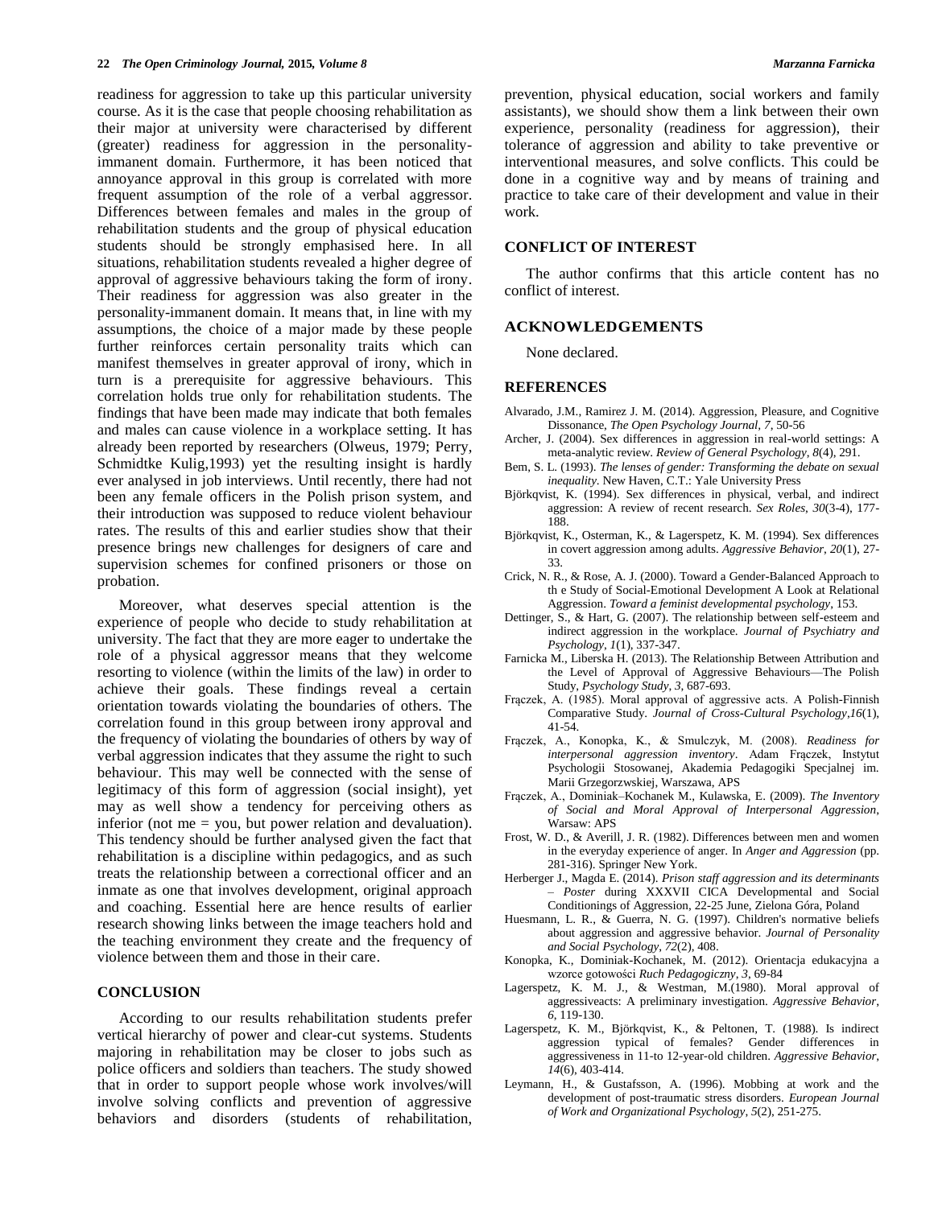readiness for aggression to take up this particular university course. As it is the case that people choosing rehabilitation as their major at university were characterised by different (greater) readiness for aggression in the personality-immanent domain. Furthermore, it has been noticed that annoyance approval in this group is correlated with more frequent assumption of the role of a verbal aggressor. Differences between females and males in the group of rehabilitation students and the group of physical education students should be strongly emphasised here. In all situations, rehabilitation students revealed a higher degree of approval of aggressive behaviours taking the form of irony. Their readiness for aggression was also greater in the personality-immanent domain. It means that, in line with my assumptions, the choice of a major made by these people further reinforces certain personality traits which can manifest themselves in greater approval of irony, which in turn is a prerequisite for aggressive behaviours. This correlation holds true only for rehabilitation students. The findings that have been made may indicate that both females and males can cause violence in a workplace setting. It has already been reported by researchers (Olweus, 1979; Perry, Schmidtke Kulig,1993) yet the resulting insight is hardly ever analysed in job interviews. Until recently, there had not been any female officers in the Polish prison system, and their introduction was supposed to reduce violent behaviour rates. The results of this and earlier studies show that their presence brings new challenges for designers of care and supervision schemes for confined prisoners or those on probation.

Moreover, what deserves special attention is the experience of people who decide to study rehabilitation at university. The fact that they are more eager to undertake the role of a physical aggressor means that they welcome resorting to violence (within the limits of the law) in order to achieve their goals. These findings reveal a certain orientation towards violating the boundaries of others. The correlation found in this group between irony approval and the frequency of violating the boundaries of others by way of verbal aggression indicates that they assume the right to such behaviour. This may well be connected with the sense of legitimacy of this form of aggression (social insight), yet may as well show a tendency for perceiving others as inferior (not me = you, but power relation and devaluation). This tendency should be further analysed given the fact that rehabilitation is a discipline within pedagogics, and as such treats the relationship between a correctional officer and an inmate as one that involves development, original approach and coaching. Essential here are hence results of earlier research showing links between the image teachers hold and the teaching environment they create and the frequency of violence between them and those in their care.

## CONCLUSION

According to our results rehabilitation students prefer vertical hierarchy of power and clear-cut systems. Students majoring in rehabilitation may be closer to jobs such as police officers and soldiers than teachers. The study showed that in order to support people whose work involves/will involve solving conflicts and prevention of aggressive behaviors and disorders (students of rehabilitation, prevention, physical education, social workers and family assistants), we should show them a link between their own experience, personality (readiness for aggression), their tolerance of aggression and ability to take preventive or interventional measures, and solve conflicts. This could be done in a cognitive way and by means of training and practice to take care of their development and value in their work.

## CONFLICT OF INTEREST

The author confirms that this article content has no conflict of interest.

## ACKNOWLEDGEMENTS

None declared.

## REFERENCES

Alvarado, J.M., Ramirez J. M. (2014). Aggression, Pleasure, and Cognitive Dissonance, *The Open Psychology Journal*, *7*, 50-56

Archer, J. (2004). Sex differences in aggression in real-world settings: A meta-analytic review. *Review of General Psychology*, *8*(4), 291.

Bem, S. L. (1993). *The lenses of gender: Transforming the debate on sexual inequality*. New Haven, C.T.: Yale University Press

Björkqvist, K. (1994). Sex differences in physical, verbal, and indirect aggression: A review of recent research. *Sex Roles*, *30*(3-4), 177-188.

Björkqvist, K., Osterman, K., & Lagerspetz, K. M. (1994). Sex differences in covert aggression among adults. *Aggressive Behavior*, *20*(1), 27-33.

Crick, N. R., & Rose, A. J. (2000). Toward a Gender-Balanced Approach to th e Study of Social-Emotional Development A Look at Relational Aggression. *Toward a feminist developmental psychology*, 153.

Dettinger, S., & Hart, G. (2007). The relationship between self-esteem and indirect aggression in the workplace. *Journal of Psychiatry and Psychology*, *1*(1), 337-347.

Farnicka M., Liberska H. (2013). The Relationship Between Attribution and the Level of Approval of Aggressive Behaviours—The Polish Study, *Psychology Study*, *3*, 687-693.

Frączek, A. (1985). Moral approval of aggressive acts. A Polish-Finnish Comparative Study. *Journal of Cross-Cultural Psychology*,*16*(1), 41-54.

Frączek, A., Konopka, K., & Smulczyk, M. (2008). *Readiness for interpersonal aggression inventory*. Adam Frączek, Instytut Psychologii Stosowanej, Akademia Pedagogiki Specjalnej im. Marii Grzegorzwskiej, Warszawa, APS

Frączek, A., Dominiak–Kochanek M., Kulawska, E. (2009). *The Inventory of Social and Moral Approval of Interpersonal Aggression*, Warsaw: APS

Frost, W. D., & Averill, J. R. (1982). Differences between men and women in the everyday experience of anger. In *Anger and Aggression* (pp. 281-316). Springer New York.

Herberger J., Magda E. (2014). *Prison staff aggression and its determinants – Poster* during XXXVII CICA Developmental and Social Conditionings of Aggression, 22-25 June, Zielona Góra, Poland

Huesmann, L. R., & Guerra, N. G. (1997). Children's normative beliefs about aggression and aggressive behavior. *Journal of Personality and Social Psychology*, *72*(2), 408.

Konopka, K., Dominiak-Kochanek, M. (2012). Orientacja edukacyjna a wzorce gotowości *Ruch Pedagogiczny*, *3*, 69-84

Lagerspetz, K. M. J., & Westman, M.(1980). Moral approval of aggressiveacts: A preliminary investigation. *Aggressive Behavior*, *6*, 119-130.

Lagerspetz, K. M., Björkqvist, K., & Peltonen, T. (1988). Is indirect aggression typical of females? Gender differences in aggressiveness in 11-to 12-year-old children. *Aggressive Behavior*, *14*(6), 403-414.

Leymann, H., & Gustafsson, A. (1996). Mobbing at work and the development of post-traumatic stress disorders. *European Journal of Work and Organizational Psychology*, *5*(2), 251-275.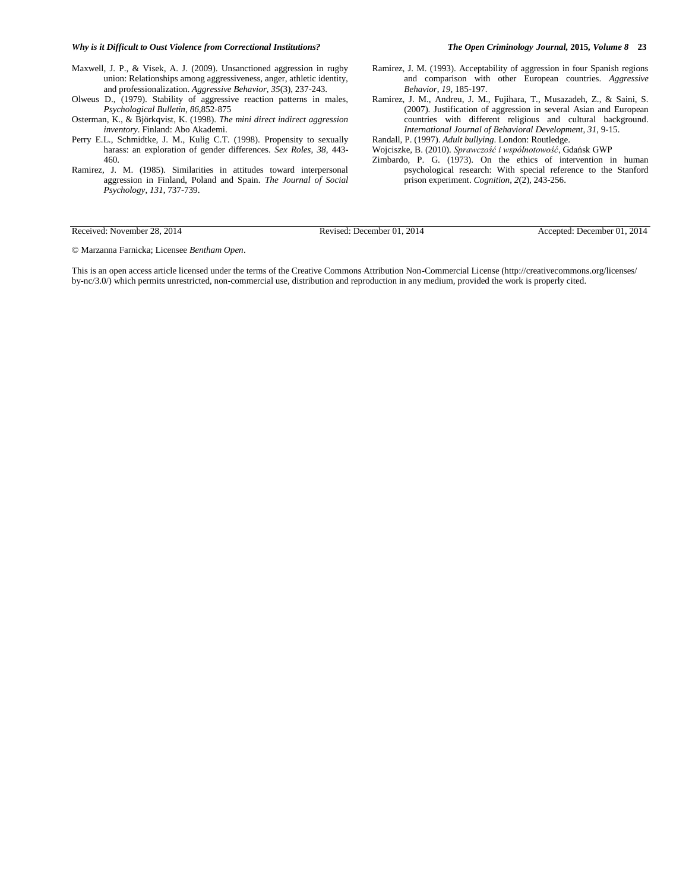Maxwell, J. P., & Visek, A. J. (2009). Unsanctioned aggression in rugby union: Relationships among aggressiveness, anger, athletic identity, and professionalization. *Aggressive Behavior*, *35*(3), 237-243.

Olweus D., (1979). Stability of aggressive reaction patterns in males, *Psychological Bulletin*, *86*,852-875

Osterman, K., & Björkqvist, K. (1998). *The mini direct indirect aggression inventory*. Finland: Abo Akademi.

Perry E.L., Schmidtke, J. M., Kulig C.T. (1998). Propensity to sexually harass: an exploration of gender differences. *Sex Roles*, *38*, 443-460.

Ramirez, J. M. (1985). Similarities in attitudes toward interpersonal aggression in Finland, Poland and Spain. *The Journal of Social Psychology*, *131*, 737-739.

Ramirez, J. M. (1993). Acceptability of aggression in four Spanish regions and comparison with other European countries. *Aggressive Behavior*, *19*, 185-197.

Ramirez, J. M., Andreu, J. M., Fujihara, T., Musazadeh, Z., & Saini, S. (2007). Justification of aggression in several Asian and European countries with different religious and cultural background. *International Journal of Behavioral Development*, *31*, 9-15.

Randall, P. (1997). *Adult bullying*. London: Routledge.

Wojciszke, B. (2010). *Sprawczość i wspólnotowość*, Gdańsk GWP

Zimbardo, P. G. (1973). On the ethics of intervention in human psychological research: With special reference to the Stanford prison experiment. *Cognition*, *2*(2), 243-256.

Received: November 28, 2014 Revised: December 01, 2014 Accepted: December 01, 2014

© Marzanna Farnicka; Licensee *Bentham Open*.

This is an open access article licensed under the terms of the Creative Commons Attribution Non-Commercial License (http://creativecommons.org/licenses/by-nc/3.0/) which permits unrestricted, non-commercial use, distribution and reproduction in any medium, provided the work is properly cited.